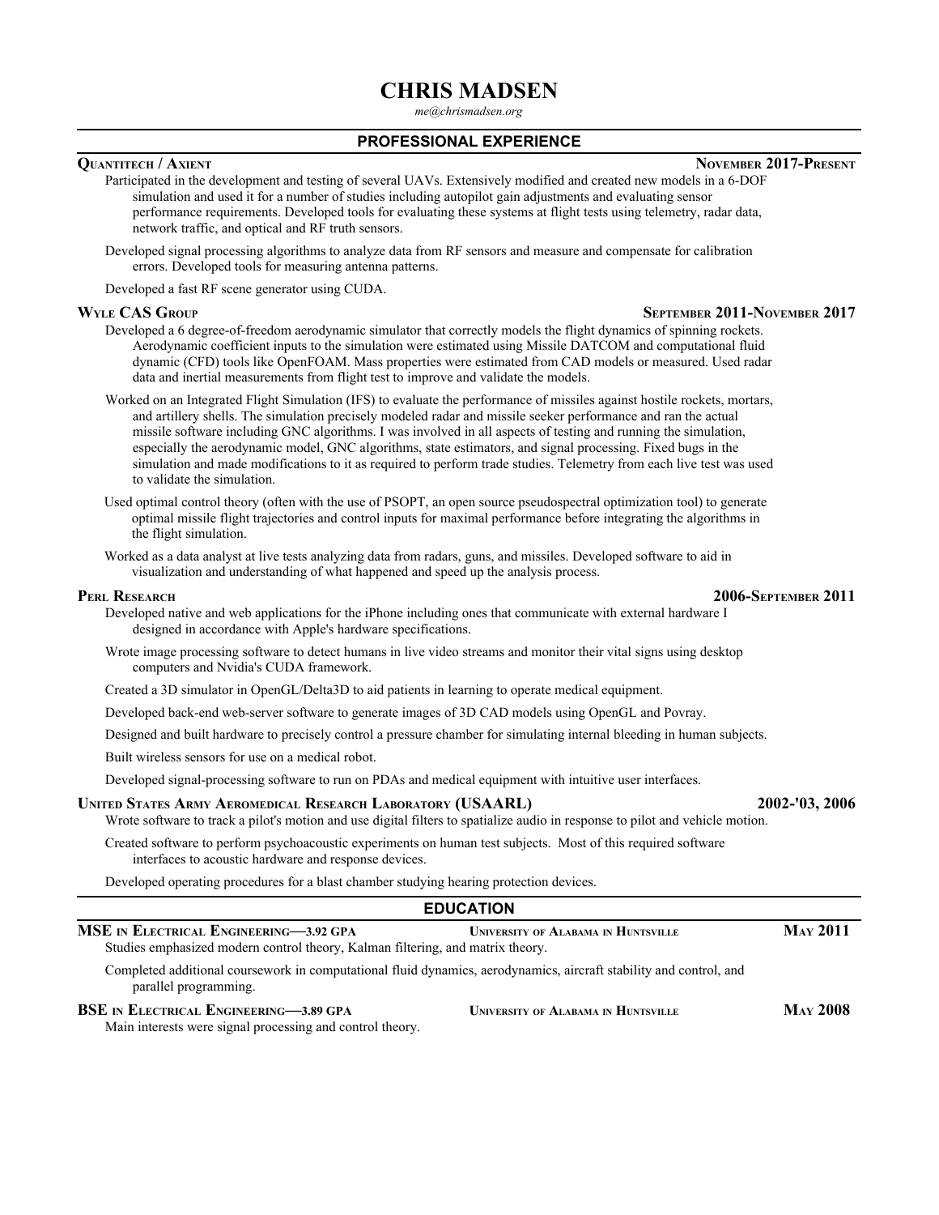# CHRIS MADSEN

*me@chrismadsen.org*

## PROFESSIONAL EXPERIENCE

### Quantitech / Axient — November 2017-Present

Participated in the development and testing of several UAVs. Extensively modified and created new models in a 6-DOF simulation and used it for a number of studies including autopilot gain adjustments and evaluating sensor performance requirements. Developed tools for evaluating these systems at flight tests using telemetry, radar data, network traffic, and optical and RF truth sensors.

Developed signal processing algorithms to analyze data from RF sensors and measure and compensate for calibration errors. Developed tools for measuring antenna patterns.

Developed a fast RF scene generator using CUDA.

### Wyle CAS Group — September 2011-November 2017

Developed a 6 degree-of-freedom aerodynamic simulator that correctly models the flight dynamics of spinning rockets. Aerodynamic coefficient inputs to the simulation were estimated using Missile DATCOM and computational fluid dynamic (CFD) tools like OpenFOAM. Mass properties were estimated from CAD models or measured. Used radar data and inertial measurements from flight test to improve and validate the models.

Worked on an Integrated Flight Simulation (IFS) to evaluate the performance of missiles against hostile rockets, mortars, and artillery shells. The simulation precisely modeled radar and missile seeker performance and ran the actual missile software including GNC algorithms. I was involved in all aspects of testing and running the simulation, especially the aerodynamic model, GNC algorithms, state estimators, and signal processing. Fixed bugs in the simulation and made modifications to it as required to perform trade studies. Telemetry from each live test was used to validate the simulation.

Used optimal control theory (often with the use of PSOPT, an open source pseudospectral optimization tool) to generate optimal missile flight trajectories and control inputs for maximal performance before integrating the algorithms in the flight simulation.

Worked as a data analyst at live tests analyzing data from radars, guns, and missiles. Developed software to aid in visualization and understanding of what happened and speed up the analysis process.

### Perl Research — 2006-September 2011

Developed native and web applications for the iPhone including ones that communicate with external hardware I designed in accordance with Apple's hardware specifications.

Wrote image processing software to detect humans in live video streams and monitor their vital signs using desktop computers and Nvidia's CUDA framework.

Created a 3D simulator in OpenGL/Delta3D to aid patients in learning to operate medical equipment.

Developed back-end web-server software to generate images of 3D CAD models using OpenGL and Povray.

Designed and built hardware to precisely control a pressure chamber for simulating internal bleeding in human subjects.

Built wireless sensors for use on a medical robot.

Developed signal-processing software to run on PDAs and medical equipment with intuitive user interfaces.

### United States Army Aeromedical Research Laboratory (USAARL) — 2002-'03, 2006

Wrote software to track a pilot's motion and use digital filters to spatialize audio in response to pilot and vehicle motion.

Created software to perform psychoacoustic experiments on human test subjects. Most of this required software interfaces to acoustic hardware and response devices.

Developed operating procedures for a blast chamber studying hearing protection devices.

## EDUCATION

### MSE in Electrical Engineering—3.92 GPA — University of Alabama in Huntsville — May 2011

Studies emphasized modern control theory, Kalman filtering, and matrix theory.

Completed additional coursework in computational fluid dynamics, aerodynamics, aircraft stability and control, and parallel programming.

### BSE in Electrical Engineering—3.89 GPA — University of Alabama in Huntsville — May 2008

Main interests were signal processing and control theory.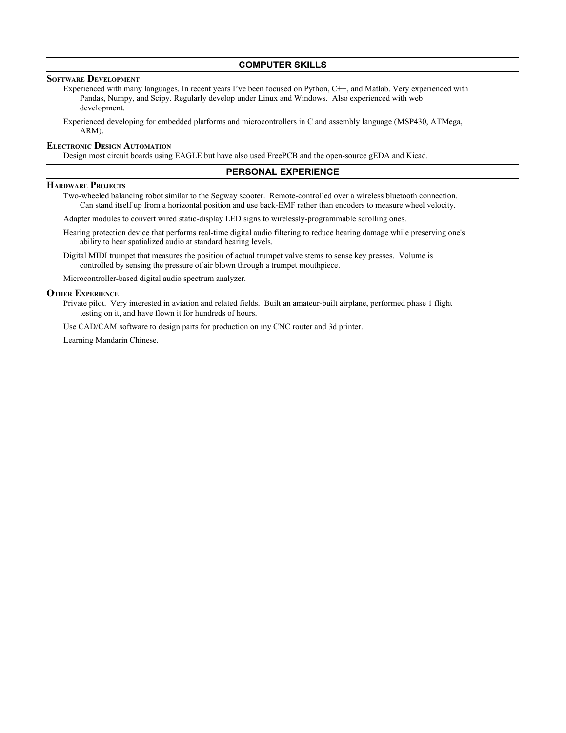## COMPUTER SKILLS

### Software Development

Experienced with many languages. In recent years I've been focused on Python, C++, and Matlab. Very experienced with Pandas, Numpy, and Scipy. Regularly develop under Linux and Windows. Also experienced with web development.

Experienced developing for embedded platforms and microcontrollers in C and assembly language (MSP430, ATMega, ARM).

### Electronic Design Automation

Design most circuit boards using EAGLE but have also used FreePCB and the open-source gEDA and Kicad.

## PERSONAL EXPERIENCE

### Hardware Projects

Two-wheeled balancing robot similar to the Segway scooter. Remote-controlled over a wireless bluetooth connection. Can stand itself up from a horizontal position and use back-EMF rather than encoders to measure wheel velocity.

Adapter modules to convert wired static-display LED signs to wirelessly-programmable scrolling ones.

Hearing protection device that performs real-time digital audio filtering to reduce hearing damage while preserving one's ability to hear spatialized audio at standard hearing levels.

Digital MIDI trumpet that measures the position of actual trumpet valve stems to sense key presses. Volume is controlled by sensing the pressure of air blown through a trumpet mouthpiece.

Microcontroller-based digital audio spectrum analyzer.

### Other Experience

Private pilot. Very interested in aviation and related fields. Built an amateur-built airplane, performed phase 1 flight testing on it, and have flown it for hundreds of hours.

Use CAD/CAM software to design parts for production on my CNC router and 3d printer.

Learning Mandarin Chinese.